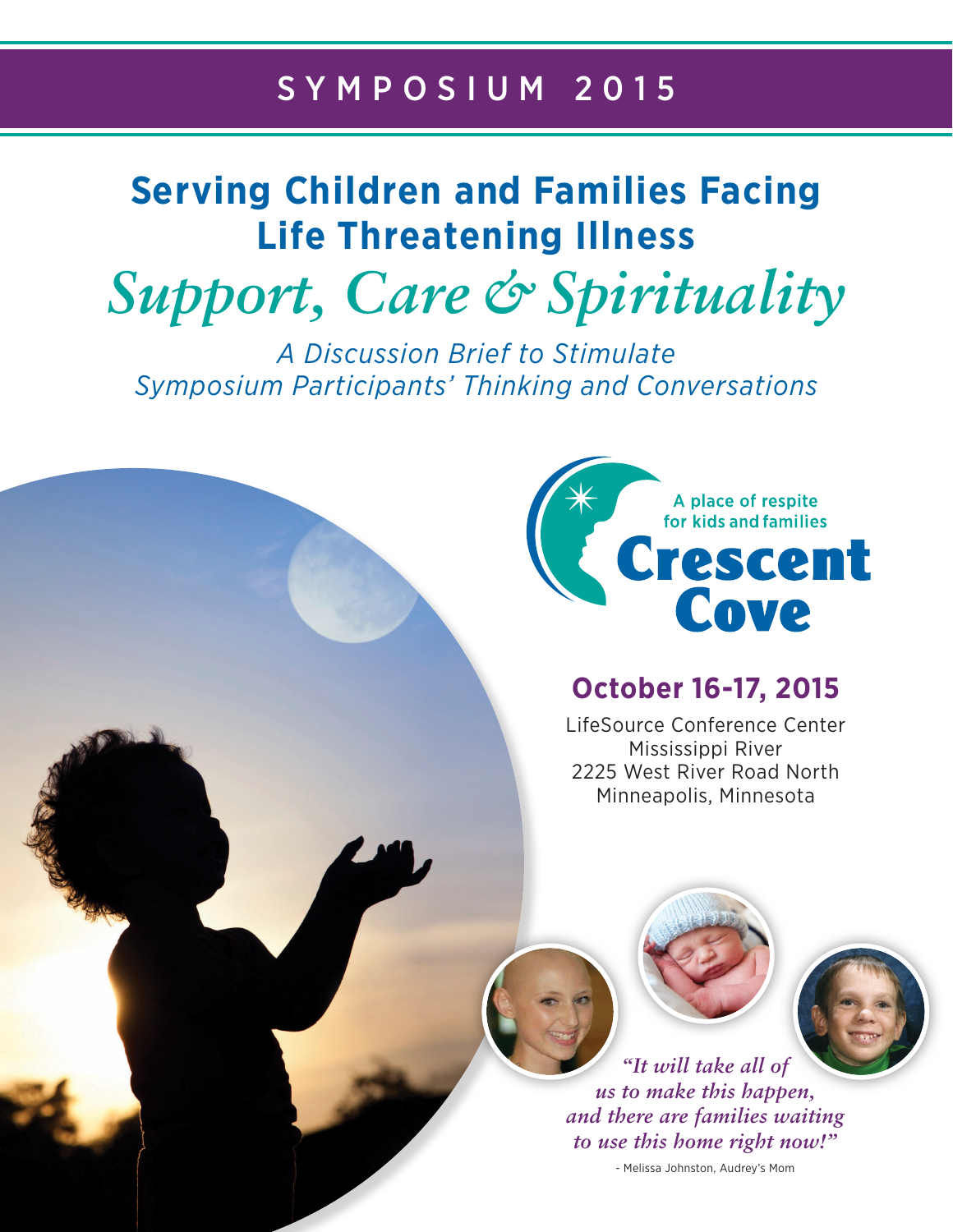# SYMPOSIUM 2015

## Serving Children and Families Facing Life Threatening Illness

## *Support, Care & Spirituality*

*A Discussion Brief to Stimulate Symposium Participants' Thinking and Conversations*

A place of respite for kids and families

**Crescent Cove**

### October 16-17, 2015

LifeSource Conference Center
Mississippi River
2225 West River Road North
Minneapolis, Minnesota

*"It will take all of us to make this happen, and there are families waiting to use this home right now!"*

- Melissa Johnston, Audrey's Mom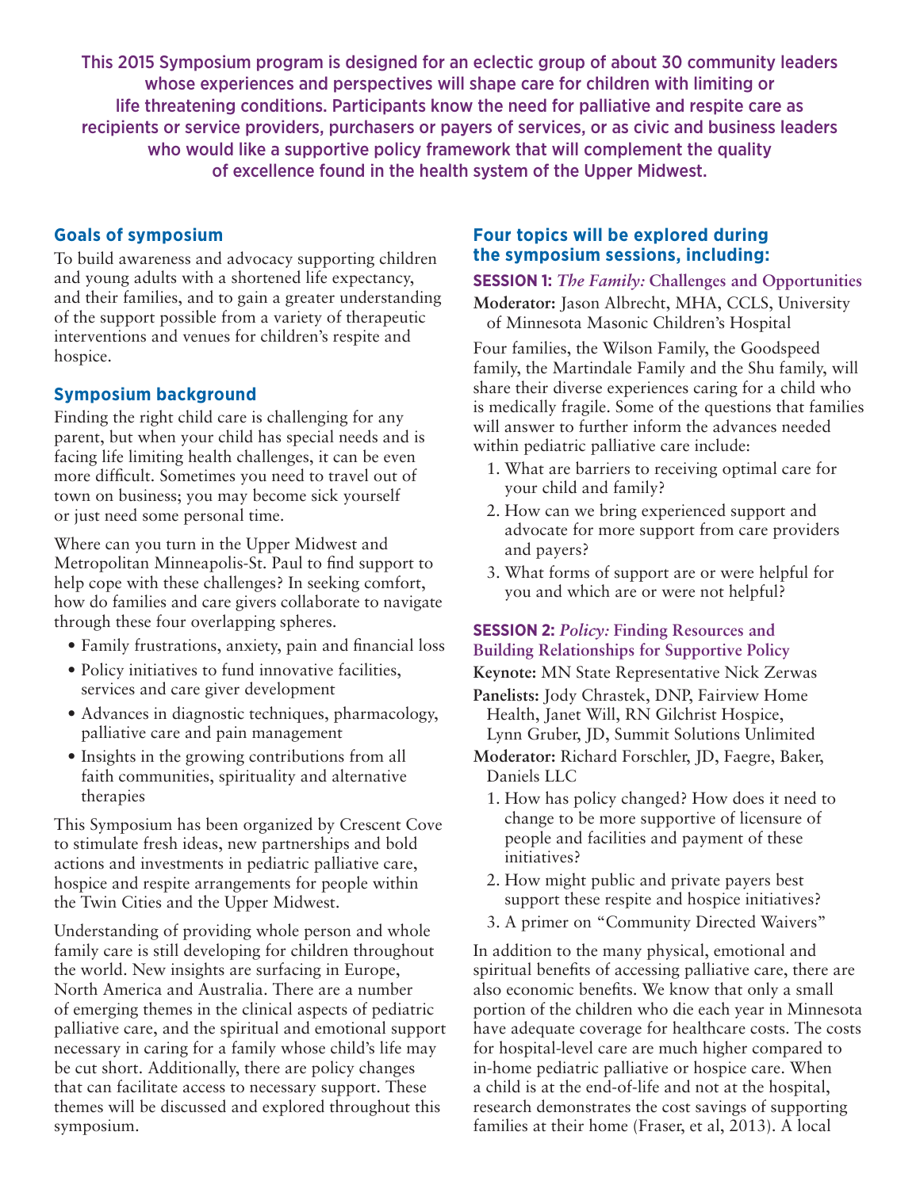This 2015 Symposium program is designed for an eclectic group of about 30 community leaders whose experiences and perspectives will shape care for children with limiting or life threatening conditions. Participants know the need for palliative and respite care as recipients or service providers, purchasers or payers of services, or as civic and business leaders who would like a supportive policy framework that will complement the quality of excellence found in the health system of the Upper Midwest.

## Goals of symposium

To build awareness and advocacy supporting children and young adults with a shortened life expectancy, and their families, and to gain a greater understanding of the support possible from a variety of therapeutic interventions and venues for children's respite and hospice.

## Symposium background

Finding the right child care is challenging for any parent, but when your child has special needs and is facing life limiting health challenges, it can be even more difficult. Sometimes you need to travel out of town on business; you may become sick yourself or just need some personal time.

Where can you turn in the Upper Midwest and Metropolitan Minneapolis-St. Paul to find support to help cope with these challenges? In seeking comfort, how do families and care givers collaborate to navigate through these four overlapping spheres.

- Family frustrations, anxiety, pain and financial loss
- Policy initiatives to fund innovative facilities, services and care giver development
- Advances in diagnostic techniques, pharmacology, palliative care and pain management
- Insights in the growing contributions from all faith communities, spirituality and alternative therapies

This Symposium has been organized by Crescent Cove to stimulate fresh ideas, new partnerships and bold actions and investments in pediatric palliative care, hospice and respite arrangements for people within the Twin Cities and the Upper Midwest.

Understanding of providing whole person and whole family care is still developing for children throughout the world. New insights are surfacing in Europe, North America and Australia. There are a number of emerging themes in the clinical aspects of pediatric palliative care, and the spiritual and emotional support necessary in caring for a family whose child's life may be cut short. Additionally, there are policy changes that can facilitate access to necessary support. These themes will be discussed and explored throughout this symposium.

## Four topics will be explored during the symposium sessions, including:

### SESSION 1: *The Family:* Challenges and Opportunities

**Moderator:** Jason Albrecht, MHA, CCLS, University of Minnesota Masonic Children's Hospital

Four families, the Wilson Family, the Goodspeed family, the Martindale Family and the Shu family, will share their diverse experiences caring for a child who is medically fragile. Some of the questions that families will answer to further inform the advances needed within pediatric palliative care include:

1. What are barriers to receiving optimal care for your child and family?
2. How can we bring experienced support and advocate for more support from care providers and payers?
3. What forms of support are or were helpful for you and which are or were not helpful?

### SESSION 2: *Policy:* Finding Resources and Building Relationships for Supportive Policy

**Keynote:** MN State Representative Nick Zerwas

**Panelists:** Jody Chrastek, DNP, Fairview Home Health, Janet Will, RN Gilchrist Hospice, Lynn Gruber, JD, Summit Solutions Unlimited

**Moderator:** Richard Forschler, JD, Faegre, Baker, Daniels LLC

1. How has policy changed? How does it need to change to be more supportive of licensure of people and facilities and payment of these initiatives?
2. How might public and private payers best support these respite and hospice initiatives?
3. A primer on "Community Directed Waivers"

In addition to the many physical, emotional and spiritual benefits of accessing palliative care, there are also economic benefits. We know that only a small portion of the children who die each year in Minnesota have adequate coverage for healthcare costs. The costs for hospital-level care are much higher compared to in-home pediatric palliative or hospice care. When a child is at the end-of-life and not at the hospital, research demonstrates the cost savings of supporting families at their home (Fraser, et al, 2013). A local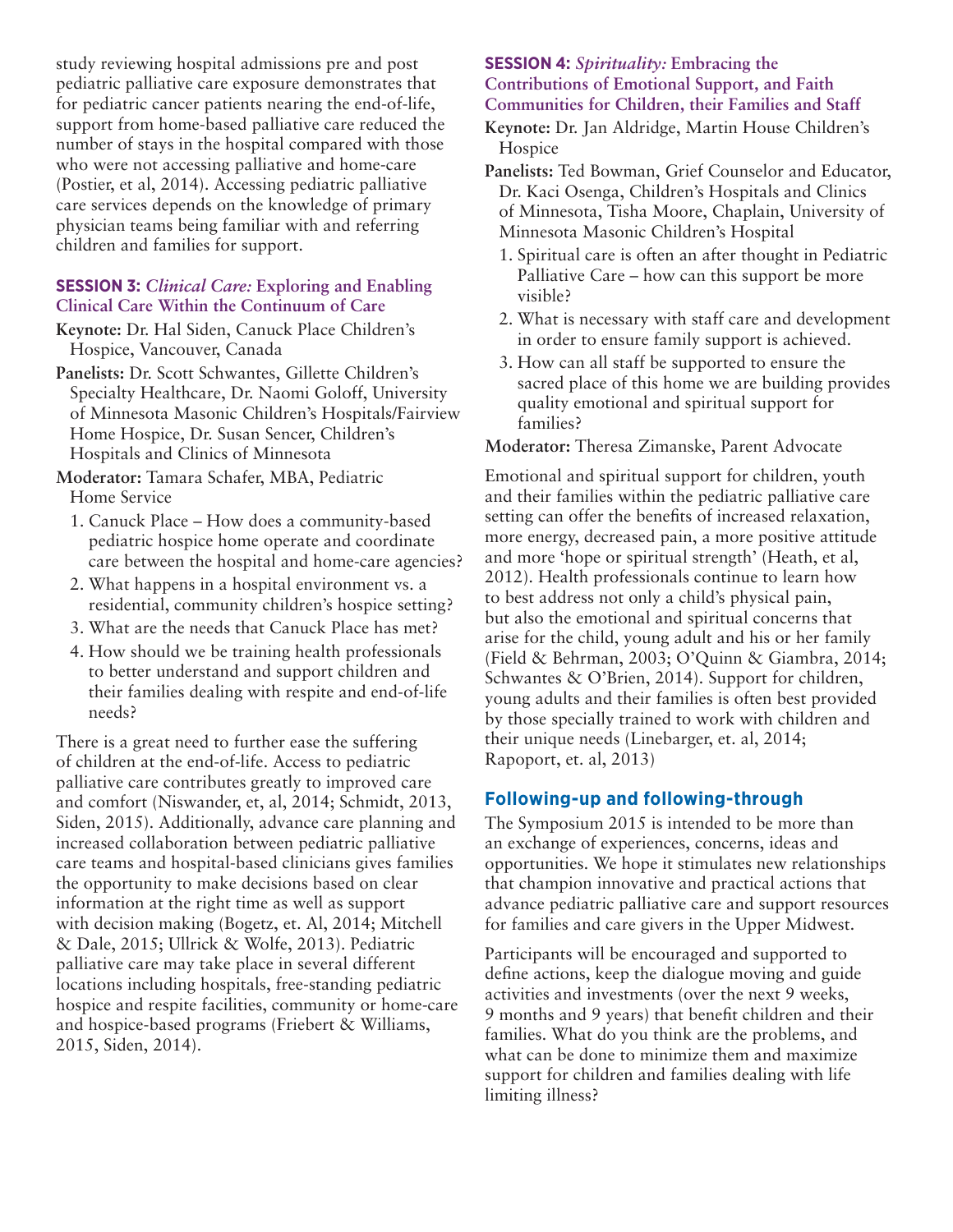study reviewing hospital admissions pre and post pediatric palliative care exposure demonstrates that for pediatric cancer patients nearing the end-of-life, support from home-based palliative care reduced the number of stays in the hospital compared with those who were not accessing palliative and home-care (Postier, et al, 2014). Accessing pediatric palliative care services depends on the knowledge of primary physician teams being familiar with and referring children and families for support.

### SESSION 3: *Clinical Care:* Exploring and Enabling Clinical Care Within the Continuum of Care

**Keynote:** Dr. Hal Siden, Canuck Place Children's Hospice, Vancouver, Canada

**Panelists:** Dr. Scott Schwantes, Gillette Children's Specialty Healthcare, Dr. Naomi Goloff, University of Minnesota Masonic Children's Hospitals/Fairview Home Hospice, Dr. Susan Sencer, Children's Hospitals and Clinics of Minnesota

**Moderator:** Tamara Schafer, MBA, Pediatric Home Service

1. Canuck Place – How does a community-based pediatric hospice home operate and coordinate care between the hospital and home-care agencies?
2. What happens in a hospital environment vs. a residential, community children's hospice setting?
3. What are the needs that Canuck Place has met?
4. How should we be training health professionals to better understand and support children and their families dealing with respite and end-of-life needs?

There is a great need to further ease the suffering of children at the end-of-life. Access to pediatric palliative care contributes greatly to improved care and comfort (Niswander, et, al, 2014; Schmidt, 2013, Siden, 2015). Additionally, advance care planning and increased collaboration between pediatric palliative care teams and hospital-based clinicians gives families the opportunity to make decisions based on clear information at the right time as well as support with decision making (Bogetz, et. Al, 2014; Mitchell & Dale, 2015; Ullrick & Wolfe, 2013). Pediatric palliative care may take place in several different locations including hospitals, free-standing pediatric hospice and respite facilities, community or home-care and hospice-based programs (Friebert & Williams, 2015, Siden, 2014).

### SESSION 4: *Spirituality:* Embracing the Contributions of Emotional Support, and Faith Communities for Children, their Families and Staff

**Keynote:** Dr. Jan Aldridge, Martin House Children's Hospice

**Panelists:** Ted Bowman, Grief Counselor and Educator, Dr. Kaci Osenga, Children's Hospitals and Clinics of Minnesota, Tisha Moore, Chaplain, University of Minnesota Masonic Children's Hospital

1. Spiritual care is often an after thought in Pediatric Palliative Care – how can this support be more visible?
2. What is necessary with staff care and development in order to ensure family support is achieved.
3. How can all staff be supported to ensure the sacred place of this home we are building provides quality emotional and spiritual support for families?

**Moderator:** Theresa Zimanske, Parent Advocate

Emotional and spiritual support for children, youth and their families within the pediatric palliative care setting can offer the benefits of increased relaxation, more energy, decreased pain, a more positive attitude and more 'hope or spiritual strength' (Heath, et al, 2012). Health professionals continue to learn how to best address not only a child's physical pain, but also the emotional and spiritual concerns that arise for the child, young adult and his or her family (Field & Behrman, 2003; O'Quinn & Giambra, 2014; Schwantes & O'Brien, 2014). Support for children, young adults and their families is often best provided by those specially trained to work with children and their unique needs (Linebarger, et. al, 2014; Rapoport, et. al, 2013)

## Following-up and following-through

The Symposium 2015 is intended to be more than an exchange of experiences, concerns, ideas and opportunities. We hope it stimulates new relationships that champion innovative and practical actions that advance pediatric palliative care and support resources for families and care givers in the Upper Midwest.

Participants will be encouraged and supported to define actions, keep the dialogue moving and guide activities and investments (over the next 9 weeks, 9 months and 9 years) that benefit children and their families. What do you think are the problems, and what can be done to minimize them and maximize support for children and families dealing with life limiting illness?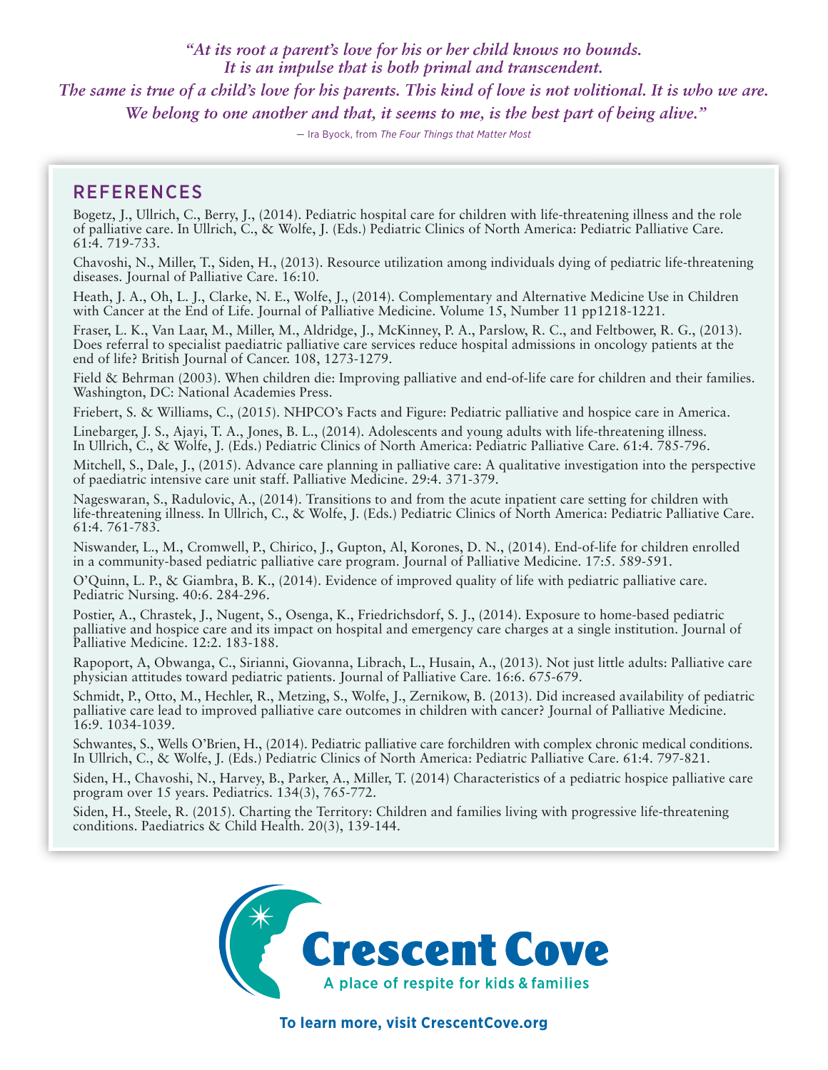*"At its root a parent's love for his or her child knows no bounds. It is an impulse that is both primal and transcendent. The same is true of a child's love for his parents. This kind of love is not volitional. It is who we are. We belong to one another and that, it seems to me, is the best part of being alive."*

— Ira Byock, from *The Four Things that Matter Most*

## REFERENCES

Bogetz, J., Ullrich, C., Berry, J., (2014). Pediatric hospital care for children with life-threatening illness and the role of palliative care. In Ullrich, C., & Wolfe, J. (Eds.) Pediatric Clinics of North America: Pediatric Palliative Care. 61:4. 719-733.

Chavoshi, N., Miller, T., Siden, H., (2013). Resource utilization among individuals dying of pediatric life-threatening diseases. Journal of Palliative Care. 16:10.

Heath, J. A., Oh, L. J., Clarke, N. E., Wolfe, J., (2014). Complementary and Alternative Medicine Use in Children with Cancer at the End of Life. Journal of Palliative Medicine. Volume 15, Number 11 pp1218-1221.

Fraser, L. K., Van Laar, M., Miller, M., Aldridge, J., McKinney, P. A., Parslow, R. C., and Feltbower, R. G., (2013). Does referral to specialist paediatric palliative care services reduce hospital admissions in oncology patients at the end of life? British Journal of Cancer. 108, 1273-1279.

Field & Behrman (2003). When children die: Improving palliative and end-of-life care for children and their families. Washington, DC: National Academies Press.

Friebert, S. & Williams, C., (2015). NHPCO's Facts and Figure: Pediatric palliative and hospice care in America.

Linebarger, J. S., Ajayi, T. A., Jones, B. L., (2014). Adolescents and young adults with life-threatening illness. In Ullrich, C., & Wolfe, J. (Eds.) Pediatric Clinics of North America: Pediatric Palliative Care. 61:4. 785-796.

Mitchell, S., Dale, J., (2015). Advance care planning in palliative care: A qualitative investigation into the perspective of paediatric intensive care unit staff. Palliative Medicine. 29:4. 371-379.

Nageswaran, S., Radulovic, A., (2014). Transitions to and from the acute inpatient care setting for children with life-threatening illness. In Ullrich, C., & Wolfe, J. (Eds.) Pediatric Clinics of North America: Pediatric Palliative Care. 61:4. 761-783.

Niswander, L., M., Cromwell, P., Chirico, J., Gupton, Al, Korones, D. N., (2014). End-of-life for children enrolled in a community-based pediatric palliative care program. Journal of Palliative Medicine. 17:5. 589-591.

O'Quinn, L. P., & Giambra, B. K., (2014). Evidence of improved quality of life with pediatric palliative care. Pediatric Nursing. 40:6. 284-296.

Postier, A., Chrastek, J., Nugent, S., Osenga, K., Friedrichsdorf, S. J., (2014). Exposure to home-based pediatric palliative and hospice care and its impact on hospital and emergency care charges at a single institution. Journal of Palliative Medicine. 12:2. 183-188.

Rapoport, A, Obwanga, C., Sirianni, Giovanna, Librach, L., Husain, A., (2013). Not just little adults: Palliative care physician attitudes toward pediatric patients. Journal of Palliative Care. 16:6. 675-679.

Schmidt, P., Otto, M., Hechler, R., Metzing, S., Wolfe, J., Zernikow, B. (2013). Did increased availability of pediatric palliative care lead to improved palliative care outcomes in children with cancer? Journal of Palliative Medicine. 16:9. 1034-1039.

Schwantes, S., Wells O'Brien, H., (2014). Pediatric palliative care forchildren with complex chronic medical conditions. In Ullrich, C., & Wolfe, J. (Eds.) Pediatric Clinics of North America: Pediatric Palliative Care. 61:4. 797-821.

Siden, H., Chavoshi, N., Harvey, B., Parker, A., Miller, T. (2014) Characteristics of a pediatric hospice palliative care program over 15 years. Pediatrics. 134(3), 765-772.

Siden, H., Steele, R. (2015). Charting the Territory: Children and families living with progressive life-threatening conditions. Paediatrics & Child Health. 20(3), 139-144.

**Crescent Cove**

A place of respite for kids & families

**To learn more, visit CrescentCove.org**